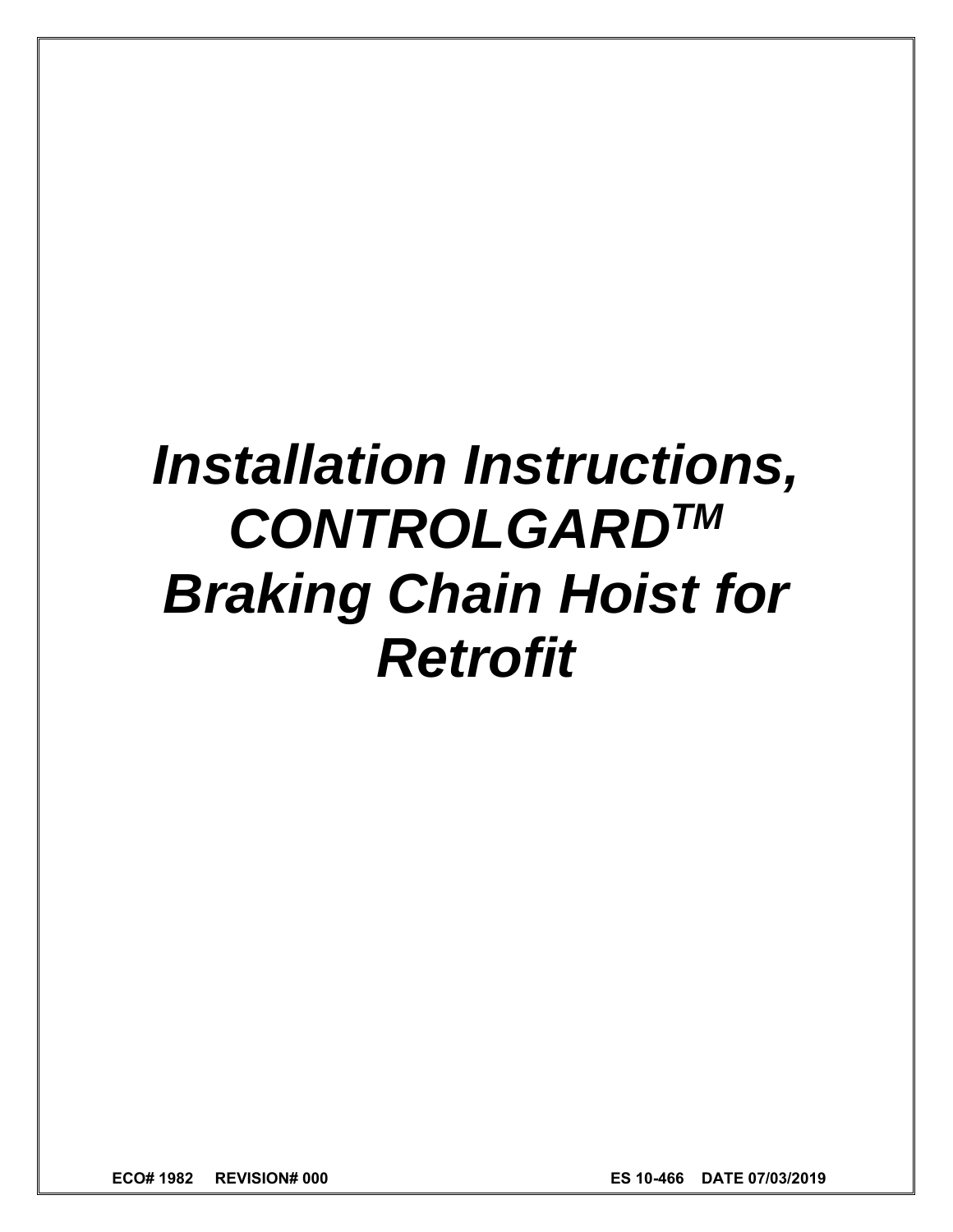# *Installation Instructions, CONTROLGARD[TM] Braking Chain Hoist for Retrofit*

**ECO# 1982 REVISION# 000 ES 10-466 DATE 07/03/2019**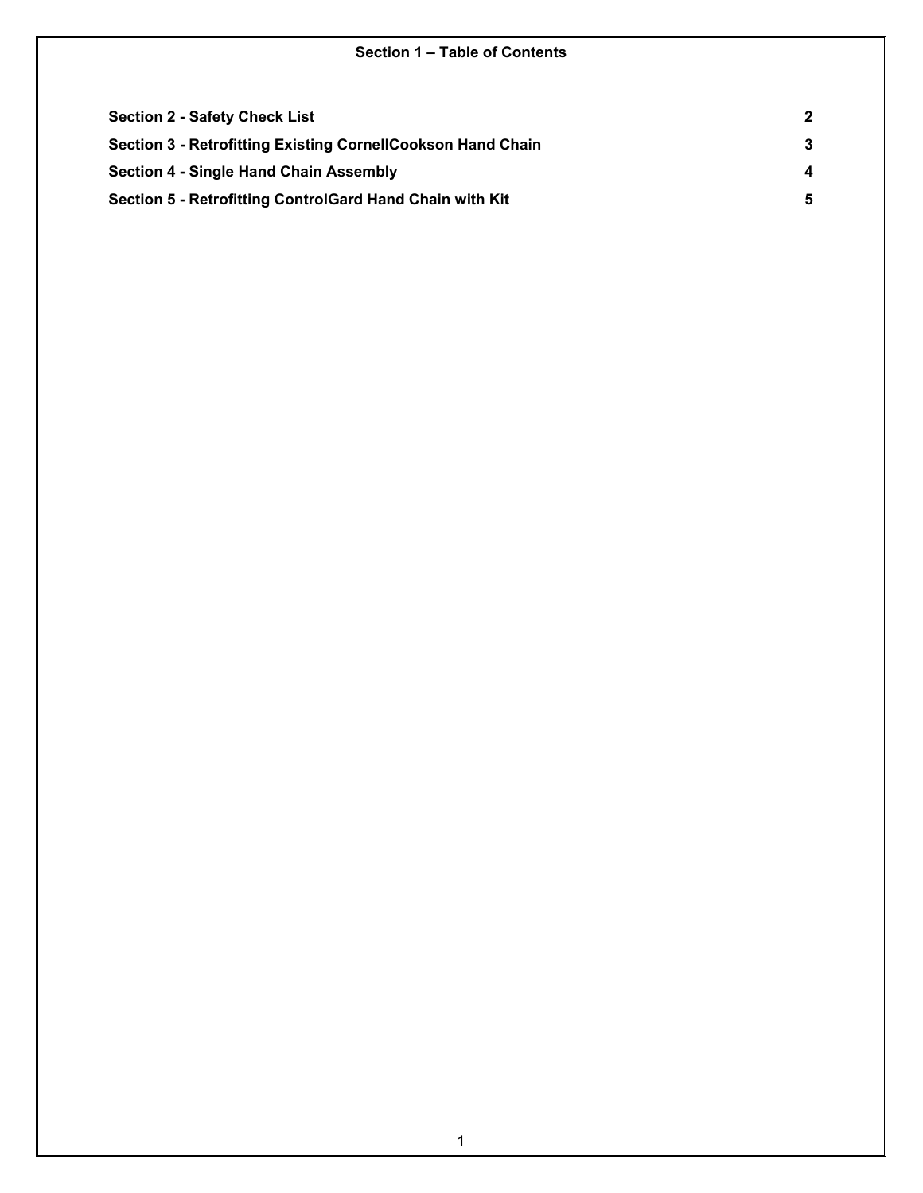## Section 1 – Table of Contents

| | |
|---|---|
| **Section 2 - Safety Check List** | **2** |
| **Section 3 - Retrofitting Existing CornellCookson Hand Chain** | **3** |
| **Section 4 - Single Hand Chain Assembly** | **4** |
| **Section 5 - Retrofitting ControlGard Hand Chain with Kit** | **5** |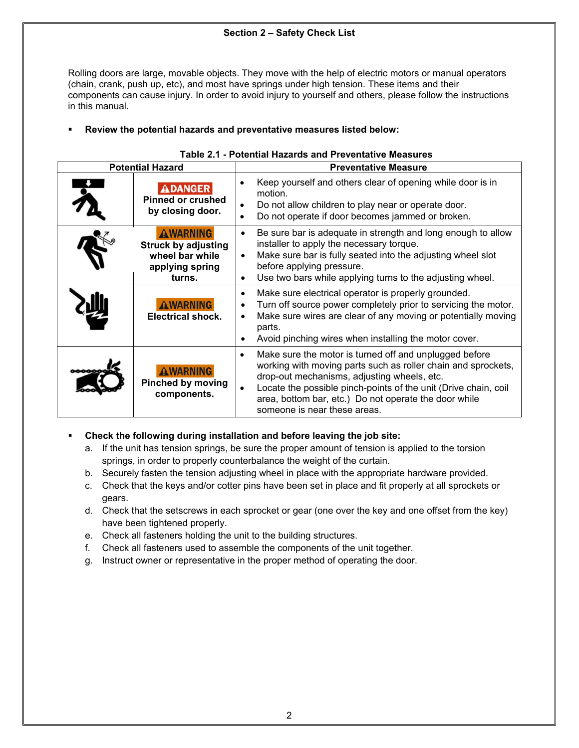## Section 2 – Safety Check List

Rolling doors are large, movable objects. They move with the help of electric motors or manual operators (chain, crank, push up, etc), and most have springs under high tension. These items and their components can cause injury. In order to avoid injury to yourself and others, please follow the instructions in this manual.

- **Review the potential hazards and preventative measures listed below:**

**Table 2.1 - Potential Hazards and Preventative Measures**

| Potential Hazard | | Preventative Measure |
|---|---|---|
| | **DANGER** Pinned or crushed by closing door. | • Keep yourself and others clear of opening while door is in motion.<br>• Do not allow children to play near or operate door.<br>• Do not operate if door becomes jammed or broken. |
| | **WARNING** Struck by adjusting wheel bar while applying spring turns. | • Be sure bar is adequate in strength and long enough to allow installer to apply the necessary torque.<br>• Make sure bar is fully seated into the adjusting wheel slot before applying pressure.<br>• Use two bars while applying turns to the adjusting wheel. |
| | **WARNING** Electrical shock. | • Make sure electrical operator is properly grounded.<br>• Turn off source power completely prior to servicing the motor.<br>• Make sure wires are clear of any moving or potentially moving parts.<br>• Avoid pinching wires when installing the motor cover. |
| | **WARNING** Pinched by moving components. | • Make sure the motor is turned off and unplugged before working with moving parts such as roller chain and sprockets, drop-out mechanisms, adjusting wheels, etc.<br>• Locate the possible pinch-points of the unit (Drive chain, coil area, bottom bar, etc.) Do not operate the door while someone is near these areas. |

- **Check the following during installation and before leaving the job site:**
  a. If the unit has tension springs, be sure the proper amount of tension is applied to the torsion springs, in order to properly counterbalance the weight of the curtain.
  b. Securely fasten the tension adjusting wheel in place with the appropriate hardware provided.
  c. Check that the keys and/or cotter pins have been set in place and fit properly at all sprockets or gears.
  d. Check that the setscrews in each sprocket or gear (one over the key and one offset from the key) have been tightened properly.
  e. Check all fasteners holding the unit to the building structures.
  f. Check all fasteners used to assemble the components of the unit together.
  g. Instruct owner or representative in the proper method of operating the door.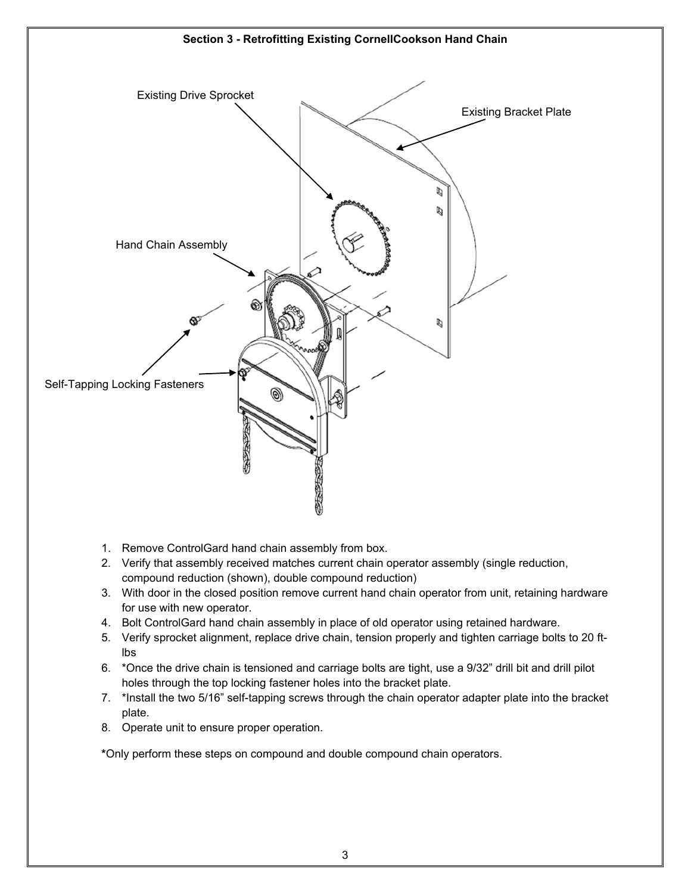## Section 3 - Retrofitting Existing CornellCookson Hand Chain

Existing Drive Sprocket

Existing Bracket Plate

Hand Chain Assembly

Self-Tapping Locking Fasteners

1. Remove ControlGard hand chain assembly from box.
2. Verify that assembly received matches current chain operator assembly (single reduction, compound reduction (shown), double compound reduction)
3. With door in the closed position remove current hand chain operator from unit, retaining hardware for use with new operator.
4. Bolt ControlGard hand chain assembly in place of old operator using retained hardware.
5. Verify sprocket alignment, replace drive chain, tension properly and tighten carriage bolts to 20 ft-lbs
6. *Once the drive chain is tensioned and carriage bolts are tight, use a 9/32" drill bit and drill pilot holes through the top locking fastener holes into the bracket plate.
7. *Install the two 5/16" self-tapping screws through the chain operator adapter plate into the bracket plate.
8. Operate unit to ensure proper operation.

**\***Only perform these steps on compound and double compound chain operators.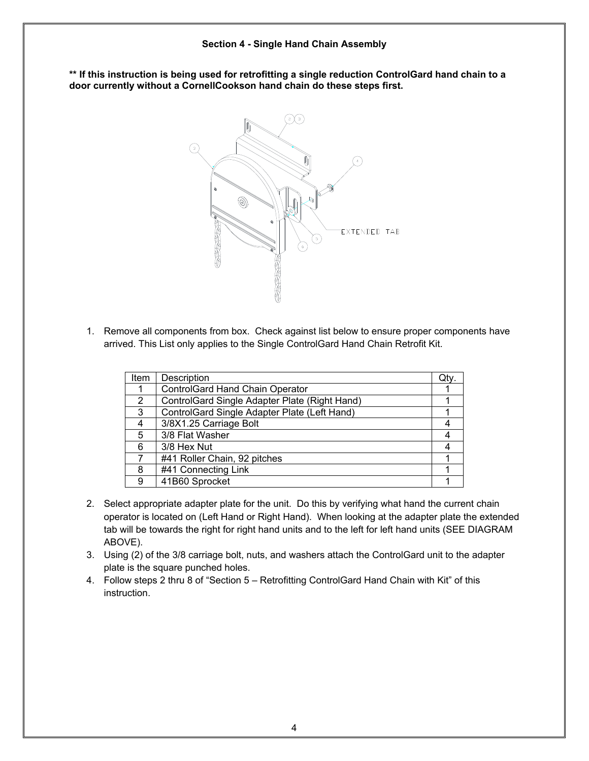**Section 4 - Single Hand Chain Assembly**

**** If this instruction is being used for retrofitting a single reduction ControlGard hand chain to a door currently without a CornellCookson hand chain do these steps first.**

EXTENDED TAB

1. Remove all components from box. Check against list below to ensure proper components have arrived. This List only applies to the Single ControlGard Hand Chain Retrofit Kit.

| Item | Description | Qty. |
|---|---|---|
| 1 | ControlGard Hand Chain Operator | 1 |
| 2 | ControlGard Single Adapter Plate (Right Hand) | 1 |
| 3 | ControlGard Single Adapter Plate (Left Hand) | 1 |
| 4 | 3/8X1.25 Carriage Bolt | 4 |
| 5 | 3/8 Flat Washer | 4 |
| 6 | 3/8 Hex Nut | 4 |
| 7 | #41 Roller Chain, 92 pitches | 1 |
| 8 | #41 Connecting Link | 1 |
| 9 | 41B60 Sprocket | 1 |

2. Select appropriate adapter plate for the unit. Do this by verifying what hand the current chain operator is located on (Left Hand or Right Hand). When looking at the adapter plate the extended tab will be towards the right for right hand units and to the left for left hand units (SEE DIAGRAM ABOVE).
3. Using (2) of the 3/8 carriage bolt, nuts, and washers attach the ControlGard unit to the adapter plate is the square punched holes.
4. Follow steps 2 thru 8 of "Section 5 – Retrofitting ControlGard Hand Chain with Kit" of this instruction.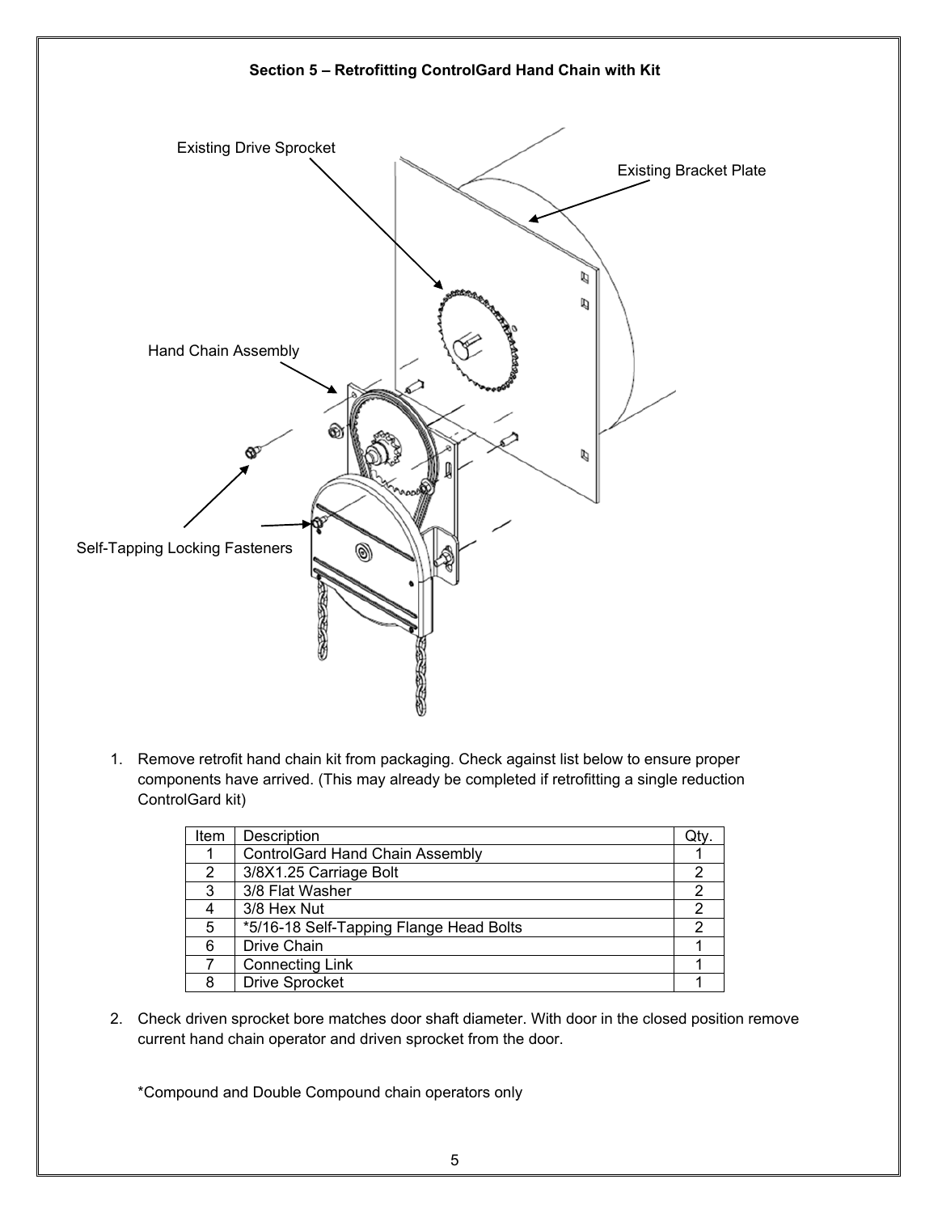**Section 5 – Retrofitting ControlGard Hand Chain with Kit**

Existing Drive Sprocket

Existing Bracket Plate

Hand Chain Assembly

Self-Tapping Locking Fasteners

1. Remove retrofit hand chain kit from packaging. Check against list below to ensure proper components have arrived. (This may already be completed if retrofitting a single reduction ControlGard kit)

| Item | Description | Qty. |
|---|---|---|
| 1 | ControlGard Hand Chain Assembly | 1 |
| 2 | 3/8X1.25 Carriage Bolt | 2 |
| 3 | 3/8 Flat Washer | 2 |
| 4 | 3/8 Hex Nut | 2 |
| 5 | *5/16-18 Self-Tapping Flange Head Bolts | 2 |
| 6 | Drive Chain | 1 |
| 7 | Connecting Link | 1 |
| 8 | Drive Sprocket | 1 |

2. Check driven sprocket bore matches door shaft diameter. With door in the closed position remove current hand chain operator and driven sprocket from the door.

*Compound and Double Compound chain operators only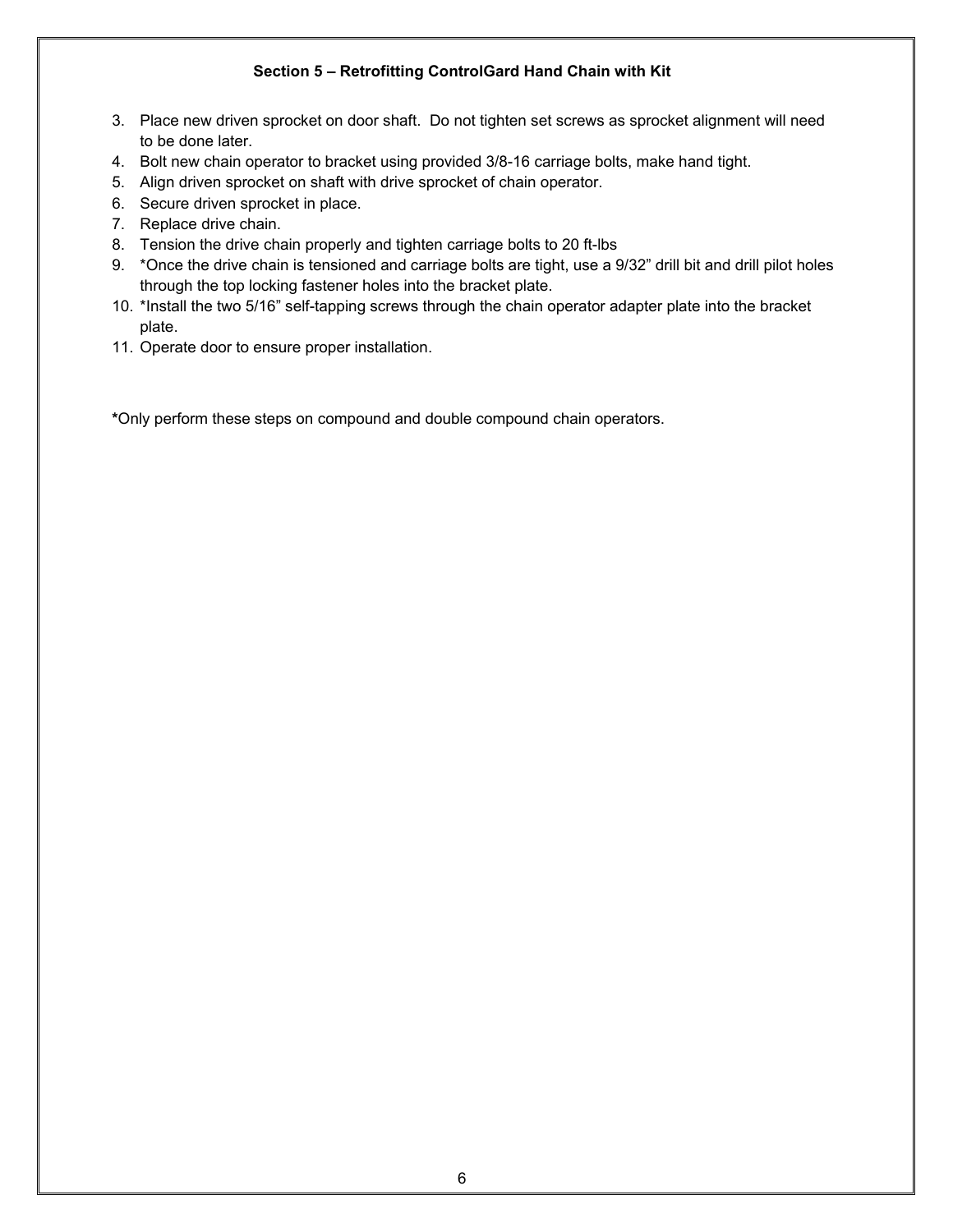**Section 5 – Retrofitting ControlGard Hand Chain with Kit**

3. Place new driven sprocket on door shaft. Do not tighten set screws as sprocket alignment will need to be done later.
4. Bolt new chain operator to bracket using provided 3/8-16 carriage bolts, make hand tight.
5. Align driven sprocket on shaft with drive sprocket of chain operator.
6. Secure driven sprocket in place.
7. Replace drive chain.
8. Tension the drive chain properly and tighten carriage bolts to 20 ft-lbs
9. *Once the drive chain is tensioned and carriage bolts are tight, use a 9/32" drill bit and drill pilot holes through the top locking fastener holes into the bracket plate.
10. *Install the two 5/16" self-tapping screws through the chain operator adapter plate into the bracket plate.
11. Operate door to ensure proper installation.

***Only perform these steps on compound and double compound chain operators.**